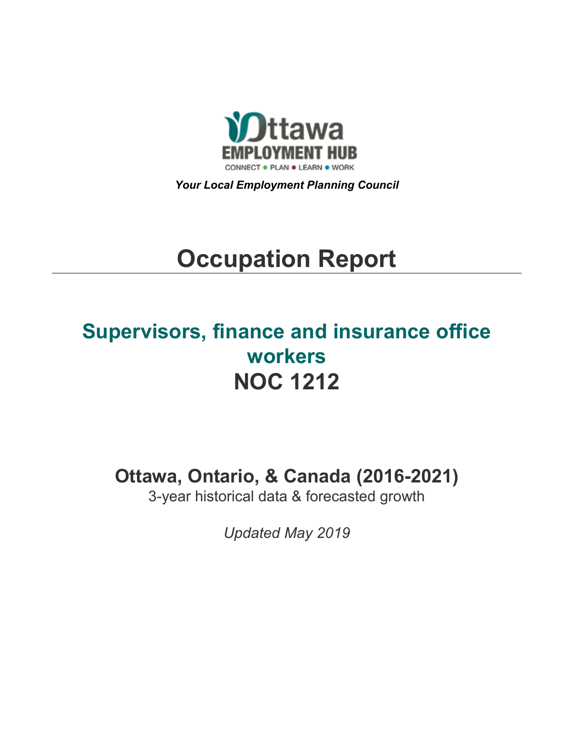Ottawa EMPLOYMENT HUB

CONNECT • PLAN • LEARN • WORK

***Your Local Employment Planning Council***

# Occupation Report

## Supervisors, finance and insurance office workers
## NOC 1212

### Ottawa, Ontario, & Canada (2016-2021)

3-year historical data & forecasted growth

*Updated May 2019*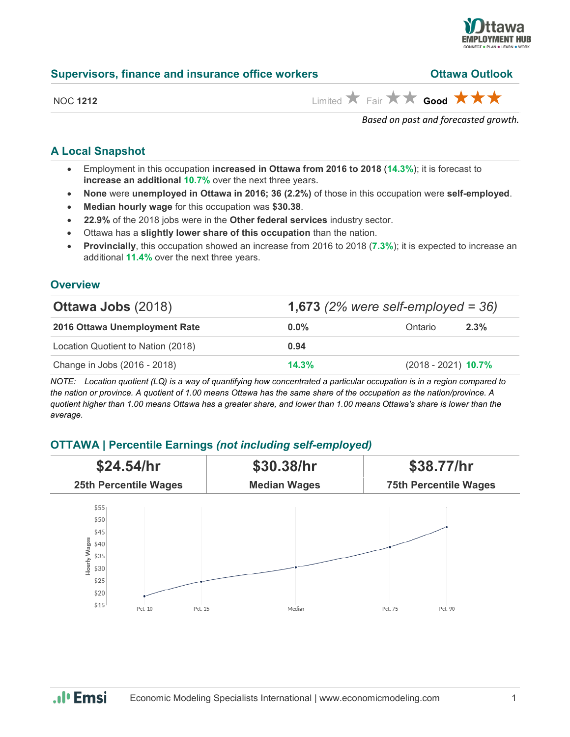## Supervisors, finance and insurance office workers

**Ottawa Outlook**

NOC **1212**

Limited ★ Fair ★★ **Good** ★★★

*Based on past and forecasted growth.*

## A Local Snapshot

- Employment in this occupation **increased in Ottawa from 2016 to 2018** (**14.3%**); it is forecast to **increase an additional** **10.7%** over the next three years.
- **None** were **unemployed in Ottawa in 2016; 36 (2.2%)** of those in this occupation were **self-employed**.
- **Median hourly wage** for this occupation was **$30.38**.
- **22.9%** of the 2018 jobs were in the **Other federal services** industry sector.
- Ottawa has a **slightly lower share of this occupation** than the nation.
- **Provincially**, this occupation showed an increase from 2016 to 2018 (**7.3%**); it is expected to increase an additional **11.4%** over the next three years.

## Overview

| **Ottawa Jobs** (2018) | **1,673** *(2% were self-employed = 36)* | | |
|---|---|---|---|
| **2016 Ottawa Unemployment Rate** | **0.0%** | Ontario | **2.3%** |
| Location Quotient to Nation (2018) | **0.94** | | |
| Change in Jobs (2016 - 2018) | **14.3%** | (2018 - 2021) | **10.7%** |

*NOTE: Location quotient (LQ) is a way of quantifying how concentrated a particular occupation is in a region compared to the nation or province. A quotient of 1.00 means Ottawa has the same share of the occupation as the nation/province. A quotient higher than 1.00 means Ottawa has a greater share, and lower than 1.00 means Ottawa's share is lower than the average.*

## OTTAWA | Percentile Earnings *(not including self-employed)*

| $24.54/hr | $30.38/hr | $38.77/hr |
|---|---|---|
| 25th Percentile Wages | Median Wages | 75th Percentile Wages |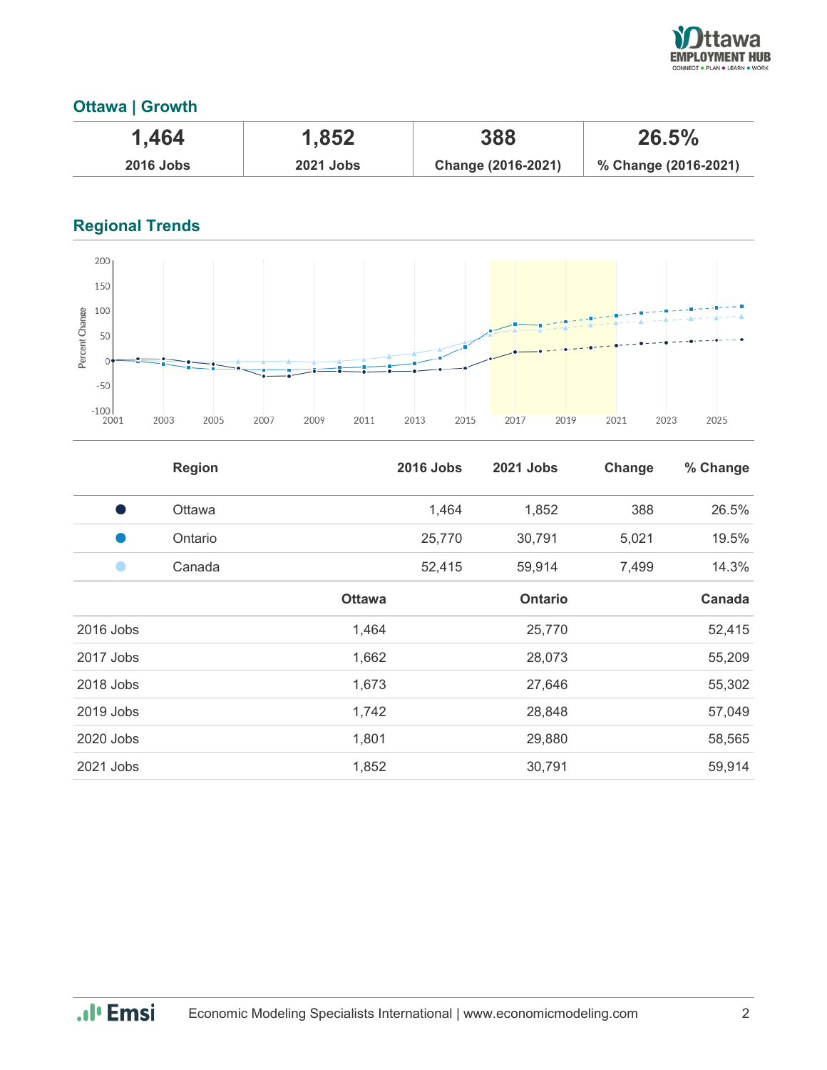## Ottawa | Growth

| 1,464 | 1,852 | 388 | 26.5% |
|---|---|---|---|
| 2016 Jobs | 2021 Jobs | Change (2016-2021) | % Change (2016-2021) |

## Regional Trends

| | Region | 2016 Jobs | 2021 Jobs | Change | % Change |
|---|---|---|---|---|---|
| ● | Ottawa | 1,464 | 1,852 | 388 | 26.5% |
| ● | Ontario | 25,770 | 30,791 | 5,021 | 19.5% |
| ● | Canada | 52,415 | 59,914 | 7,499 | 14.3% |

| | Ottawa | Ontario | Canada |
|---|---|---|---|
| 2016 Jobs | 1,464 | 25,770 | 52,415 |
| 2017 Jobs | 1,662 | 28,073 | 55,209 |
| 2018 Jobs | 1,673 | 27,646 | 55,302 |
| 2019 Jobs | 1,742 | 28,848 | 57,049 |
| 2020 Jobs | 1,801 | 29,880 | 58,565 |
| 2021 Jobs | 1,852 | 30,791 | 59,914 |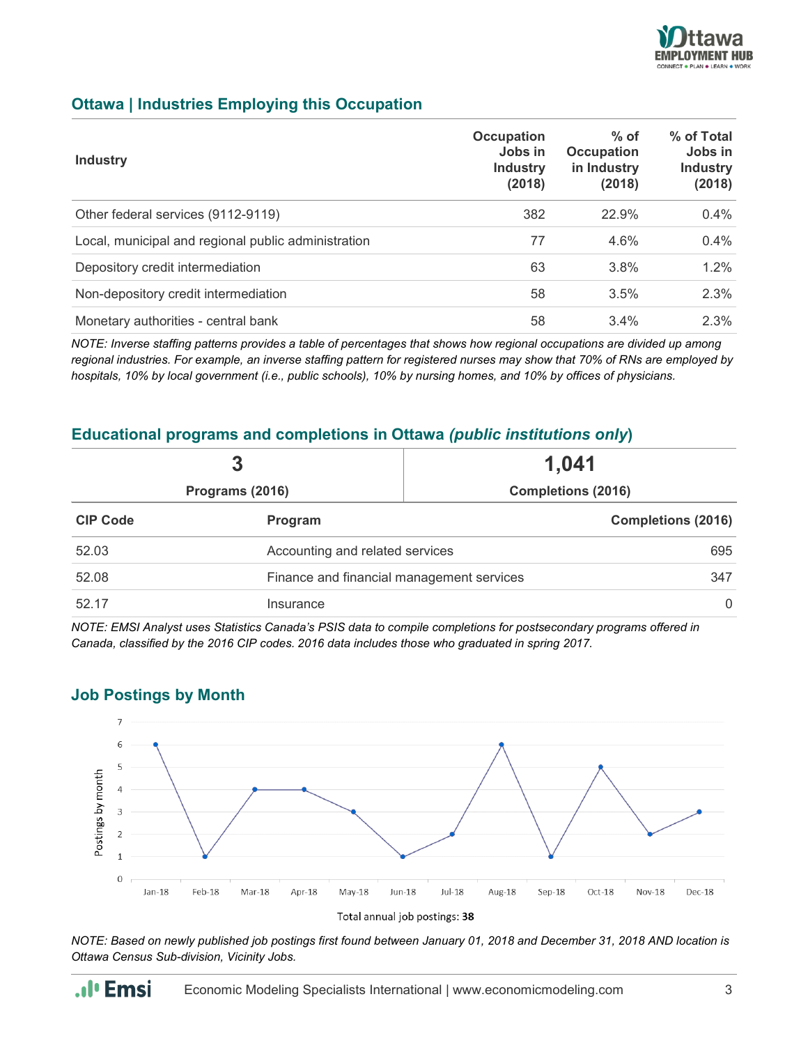## Ottawa | Industries Employing this Occupation

| Industry | Occupation Jobs in Industry (2018) | % of Occupation in Industry (2018) | % of Total Jobs in Industry (2018) |
|---|---|---|---|
| Other federal services (9112-9119) | 382 | 22.9% | 0.4% |
| Local, municipal and regional public administration | 77 | 4.6% | 0.4% |
| Depository credit intermediation | 63 | 3.8% | 1.2% |
| Non-depository credit intermediation | 58 | 3.5% | 2.3% |
| Monetary authorities - central bank | 58 | 3.4% | 2.3% |

*NOTE: Inverse staffing patterns provides a table of percentages that shows how regional occupations are divided up among regional industries. For example, an inverse staffing pattern for registered nurses may show that 70% of RNs are employed by hospitals, 10% by local government (i.e., public schools), 10% by nursing homes, and 10% by offices of physicians.*

## Educational programs and completions in Ottawa *(public institutions only)*

| 3 | 1,041 |
|---|---|
| Programs (2016) | Completions (2016) |

| CIP Code | Program | Completions (2016) |
|---|---|---|
| 52.03 | Accounting and related services | 695 |
| 52.08 | Finance and financial management services | 347 |
| 52.17 | Insurance | 0 |

*NOTE: EMSI Analyst uses Statistics Canada's PSIS data to compile completions for postsecondary programs offered in Canada, classified by the 2016 CIP codes. 2016 data includes those who graduated in spring 2017.*

## Job Postings by Month

| Month | Postings by month |
|---|---|
| Jan-18 | 6 |
| Feb-18 | 1 |
| Mar-18 | 4 |
| Apr-18 | 4 |
| May-18 | 3 |
| Jun-18 | 1 |
| Jul-18 | 2 |
| Aug-18 | 6 |
| Sep-18 | 1 |
| Oct-18 | 5 |
| Nov-18 | 2 |
| Dec-18 | 3 |

Total annual job postings: **38**

*NOTE: Based on newly published job postings first found between January 01, 2018 and December 31, 2018 AND location is Ottawa Census Sub-division, Vicinity Jobs.*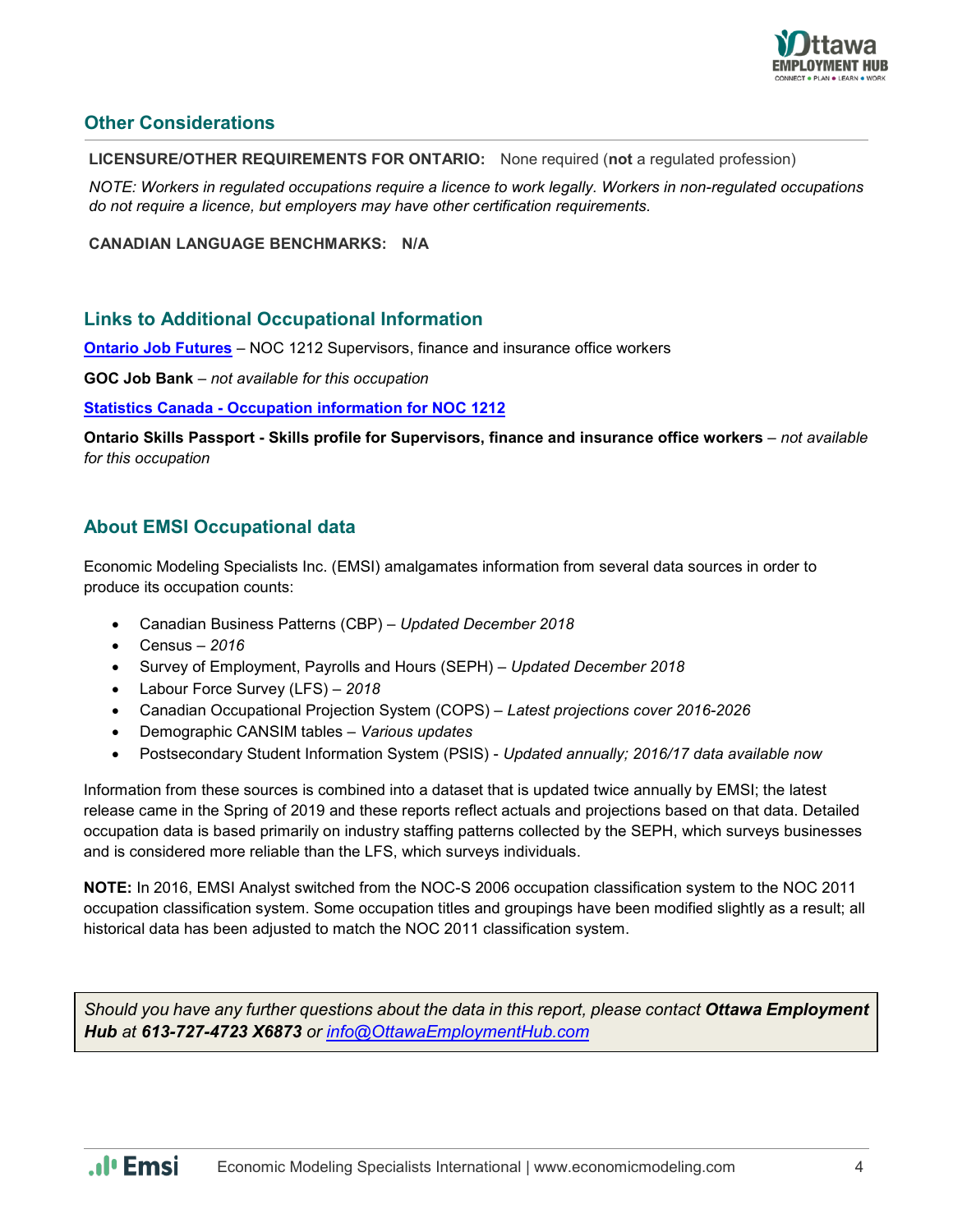## Other Considerations

**LICENSURE/OTHER REQUIREMENTS FOR ONTARIO:** None required (**not** a regulated profession)

*NOTE: Workers in regulated occupations require a licence to work legally. Workers in non-regulated occupations do not require a licence, but employers may have other certification requirements.*

**CANADIAN LANGUAGE BENCHMARKS: N/A**

## Links to Additional Occupational Information

**Ontario Job Futures** – NOC 1212 Supervisors, finance and insurance office workers

**GOC Job Bank** – *not available for this occupation*

**Statistics Canada - Occupation information for NOC 1212**

**Ontario Skills Passport - Skills profile for Supervisors, finance and insurance office workers** – *not available for this occupation*

## About EMSI Occupational data

Economic Modeling Specialists Inc. (EMSI) amalgamates information from several data sources in order to produce its occupation counts:

- Canadian Business Patterns (CBP) – *Updated December 2018*
- Census – *2016*
- Survey of Employment, Payrolls and Hours (SEPH) – *Updated December 2018*
- Labour Force Survey (LFS) – *2018*
- Canadian Occupational Projection System (COPS) – *Latest projections cover 2016-2026*
- Demographic CANSIM tables – *Various updates*
- Postsecondary Student Information System (PSIS) - *Updated annually; 2016/17 data available now*

Information from these sources is combined into a dataset that is updated twice annually by EMSI; the latest release came in the Spring of 2019 and these reports reflect actuals and projections based on that data. Detailed occupation data is based primarily on industry staffing patterns collected by the SEPH, which surveys businesses and is considered more reliable than the LFS, which surveys individuals.

**NOTE:** In 2016, EMSI Analyst switched from the NOC-S 2006 occupation classification system to the NOC 2011 occupation classification system. Some occupation titles and groupings have been modified slightly as a result; all historical data has been adjusted to match the NOC 2011 classification system.

*Should you have any further questions about the data in this report, please contact **Ottawa Employment Hub** at **613-727-4723 X6873** or info@OttawaEmploymentHub.com*